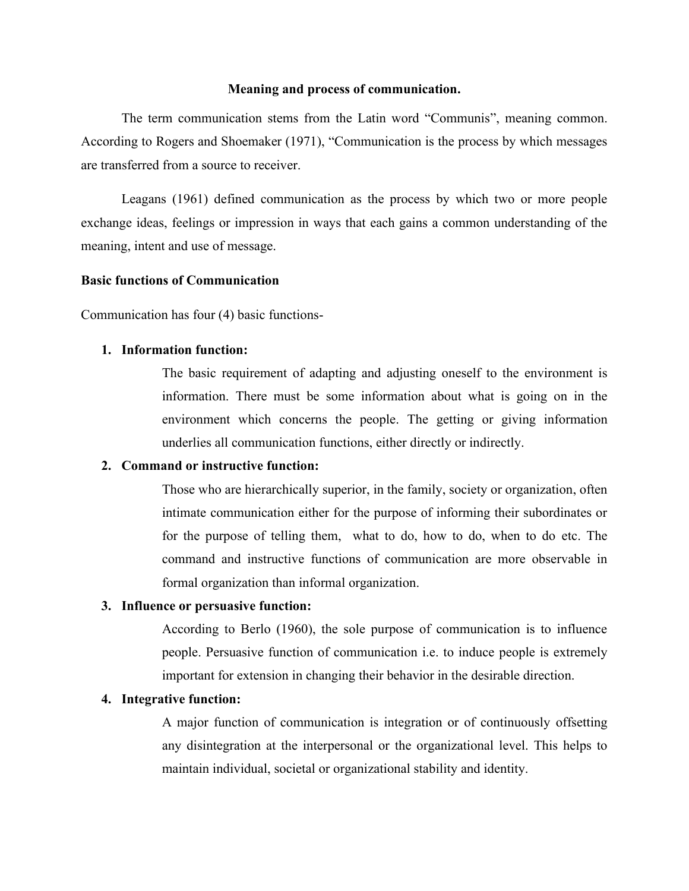## Meaning and process of communication.

The term communication stems from the Latin word "Communis", meaning common. According to Rogers and Shoemaker (1971), "Communication is the process by which messages are transferred from a source to receiver.

Leagans (1961) defined communication as the process by which two or more people exchange ideas, feelings or impression in ways that each gains a common understanding of the meaning, intent and use of message.

**Basic functions of Communication**

Communication has four (4) basic functions-

1. **Information function:**

   The basic requirement of adapting and adjusting oneself to the environment is information. There must be some information about what is going on in the environment which concerns the people. The getting or giving information underlies all communication functions, either directly or indirectly.

2. **Command or instructive function:**

   Those who are hierarchically superior, in the family, society or organization, often intimate communication either for the purpose of informing their subordinates or for the purpose of telling them, what to do, how to do, when to do etc. The command and instructive functions of communication are more observable in formal organization than informal organization.

3. **Influence or persuasive function:**

   According to Berlo (1960), the sole purpose of communication is to influence people. Persuasive function of communication i.e. to induce people is extremely important for extension in changing their behavior in the desirable direction.

4. **Integrative function:**

   A major function of communication is integration or of continuously offsetting any disintegration at the interpersonal or the organizational level. This helps to maintain individual, societal or organizational stability and identity.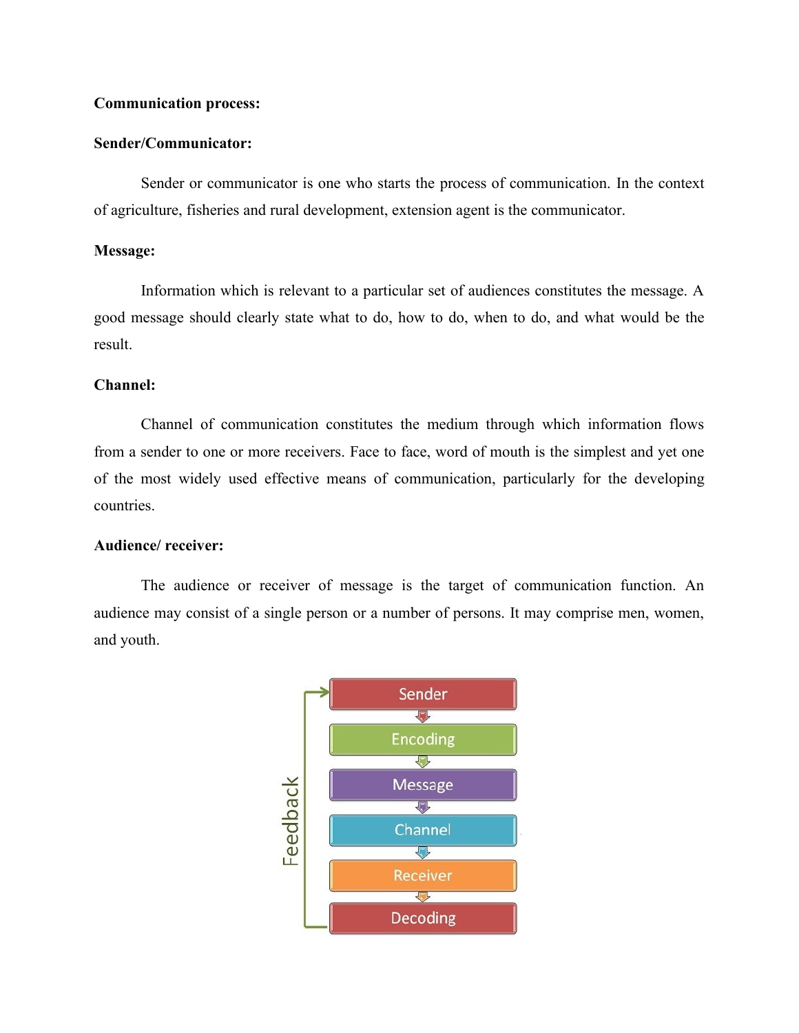**Communication process:**

**Sender/Communicator:**

Sender or communicator is one who starts the process of communication. In the context of agriculture, fisheries and rural development, extension agent is the communicator.

**Message:**

Information which is relevant to a particular set of audiences constitutes the message. A good message should clearly state what to do, how to do, when to do, and what would be the result.

**Channel:**

Channel of communication constitutes the medium through which information flows from a sender to one or more receivers. Face to face, word of mouth is the simplest and yet one of the most widely used effective means of communication, particularly for the developing countries.

**Audience/ receiver:**

The audience or receiver of message is the target of communication function. An audience may consist of a single person or a number of persons. It may comprise men, women, and youth.

Sender

Encoding

Message

Channel

Receiver

Decoding

Feedback